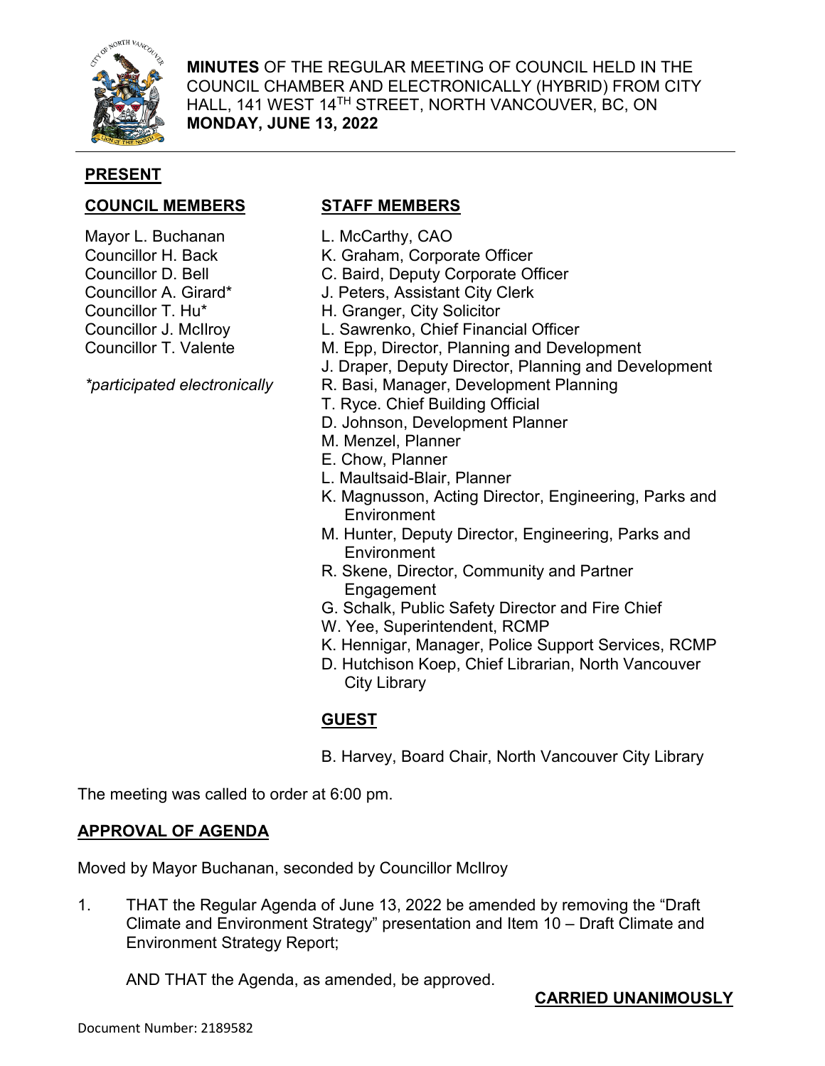**MINUTES** OF THE REGULAR MEETING OF COUNCIL HELD IN THE COUNCIL CHAMBER AND ELECTRONICALLY (HYBRID) FROM CITY HALL, 141 WEST 14TH STREET, NORTH VANCOUVER, BC, ON **MONDAY, JUNE 13, 2022**

## PRESENT

**COUNCIL MEMBERS**

Mayor L. Buchanan
Councillor H. Back
Councillor D. Bell
Councillor A. Girard*
Councillor T. Hu*
Councillor J. McIlroy
Councillor T. Valente

*\*participated electronically*

**STAFF MEMBERS**

L. McCarthy, CAO
K. Graham, Corporate Officer
C. Baird, Deputy Corporate Officer
J. Peters, Assistant City Clerk
H. Granger, City Solicitor
L. Sawrenko, Chief Financial Officer
M. Epp, Director, Planning and Development
J. Draper, Deputy Director, Planning and Development
R. Basi, Manager, Development Planning
T. Ryce. Chief Building Official
D. Johnson, Development Planner
M. Menzel, Planner
E. Chow, Planner
L. Maultsaid-Blair, Planner
K. Magnusson, Acting Director, Engineering, Parks and Environment
M. Hunter, Deputy Director, Engineering, Parks and Environment
R. Skene, Director, Community and Partner Engagement
G. Schalk, Public Safety Director and Fire Chief
W. Yee, Superintendent, RCMP
K. Hennigar, Manager, Police Support Services, RCMP
D. Hutchison Koep, Chief Librarian, North Vancouver City Library

**GUEST**

B. Harvey, Board Chair, North Vancouver City Library

The meeting was called to order at 6:00 pm.

## APPROVAL OF AGENDA

Moved by Mayor Buchanan, seconded by Councillor McIlroy

1. THAT the Regular Agenda of June 13, 2022 be amended by removing the "Draft Climate and Environment Strategy" presentation and Item 10 – Draft Climate and Environment Strategy Report;

   AND THAT the Agenda, as amended, be approved.

**CARRIED UNANIMOUSLY**

Document Number: 2189582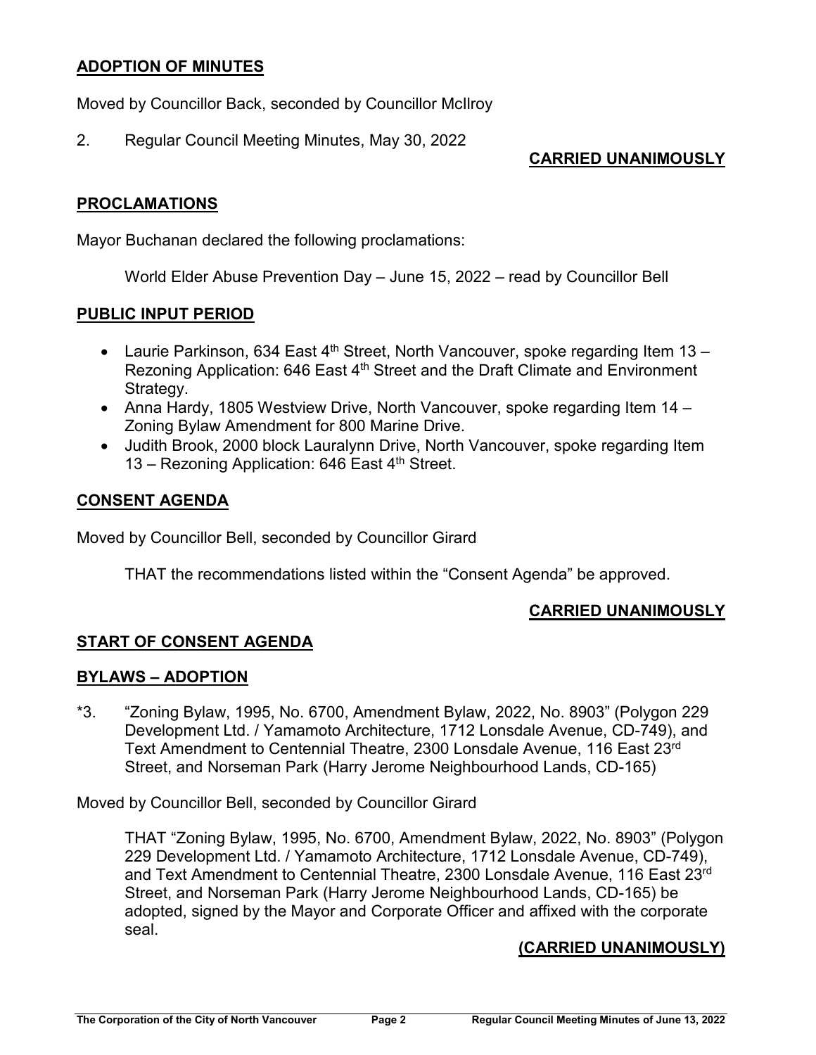## ADOPTION OF MINUTES

Moved by Councillor Back, seconded by Councillor McIlroy

2. Regular Council Meeting Minutes, May 30, 2022

**CARRIED UNANIMOUSLY**

## PROCLAMATIONS

Mayor Buchanan declared the following proclamations:

World Elder Abuse Prevention Day – June 15, 2022 – read by Councillor Bell

## PUBLIC INPUT PERIOD

- Laurie Parkinson, 634 East 4th Street, North Vancouver, spoke regarding Item 13 – Rezoning Application: 646 East 4th Street and the Draft Climate and Environment Strategy.
- Anna Hardy, 1805 Westview Drive, North Vancouver, spoke regarding Item 14 – Zoning Bylaw Amendment for 800 Marine Drive.
- Judith Brook, 2000 block Lauralynn Drive, North Vancouver, spoke regarding Item 13 – Rezoning Application: 646 East 4th Street.

## CONSENT AGENDA

Moved by Councillor Bell, seconded by Councillor Girard

THAT the recommendations listed within the "Consent Agenda" be approved.

**CARRIED UNANIMOUSLY**

## START OF CONSENT AGENDA

## BYLAWS – ADOPTION

*3. "Zoning Bylaw, 1995, No. 6700, Amendment Bylaw, 2022, No. 8903" (Polygon 229 Development Ltd. / Yamamoto Architecture, 1712 Lonsdale Avenue, CD-749), and Text Amendment to Centennial Theatre, 2300 Lonsdale Avenue, 116 East 23rd Street, and Norseman Park (Harry Jerome Neighbourhood Lands, CD-165)

Moved by Councillor Bell, seconded by Councillor Girard

THAT "Zoning Bylaw, 1995, No. 6700, Amendment Bylaw, 2022, No. 8903" (Polygon 229 Development Ltd. / Yamamoto Architecture, 1712 Lonsdale Avenue, CD-749), and Text Amendment to Centennial Theatre, 2300 Lonsdale Avenue, 116 East 23rd Street, and Norseman Park (Harry Jerome Neighbourhood Lands, CD-165) be adopted, signed by the Mayor and Corporate Officer and affixed with the corporate seal.

**(CARRIED UNANIMOUSLY)**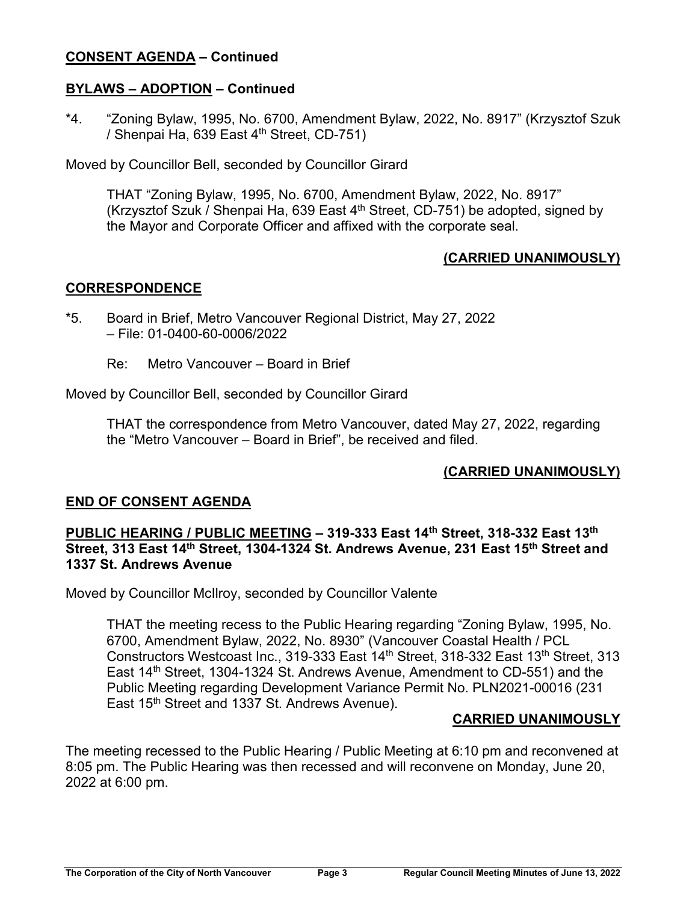**CONSENT AGENDA – Continued**

**BYLAWS – ADOPTION – Continued**

*4. "Zoning Bylaw, 1995, No. 6700, Amendment Bylaw, 2022, No. 8917" (Krzysztof Szuk / Shenpai Ha, 639 East 4th Street, CD-751)

Moved by Councillor Bell, seconded by Councillor Girard

> THAT "Zoning Bylaw, 1995, No. 6700, Amendment Bylaw, 2022, No. 8917" (Krzysztof Szuk / Shenpai Ha, 639 East 4th Street, CD-751) be adopted, signed by the Mayor and Corporate Officer and affixed with the corporate seal.

**(CARRIED UNANIMOUSLY)**

**CORRESPONDENCE**

*5. Board in Brief, Metro Vancouver Regional District, May 27, 2022 – File: 01-0400-60-0006/2022

Re: Metro Vancouver – Board in Brief

Moved by Councillor Bell, seconded by Councillor Girard

> THAT the correspondence from Metro Vancouver, dated May 27, 2022, regarding the "Metro Vancouver – Board in Brief", be received and filed.

**(CARRIED UNANIMOUSLY)**

**END OF CONSENT AGENDA**

**PUBLIC HEARING / PUBLIC MEETING – 319-333 East 14th Street, 318-332 East 13th Street, 313 East 14th Street, 1304-1324 St. Andrews Avenue, 231 East 15th Street and 1337 St. Andrews Avenue**

Moved by Councillor McIlroy, seconded by Councillor Valente

> THAT the meeting recess to the Public Hearing regarding "Zoning Bylaw, 1995, No. 6700, Amendment Bylaw, 2022, No. 8930" (Vancouver Coastal Health / PCL Constructors Westcoast Inc., 319-333 East 14th Street, 318-332 East 13th Street, 313 East 14th Street, 1304-1324 St. Andrews Avenue, Amendment to CD-551) and the Public Meeting regarding Development Variance Permit No. PLN2021-00016 (231 East 15th Street and 1337 St. Andrews Avenue).

**CARRIED UNANIMOUSLY**

The meeting recessed to the Public Hearing / Public Meeting at 6:10 pm and reconvened at 8:05 pm. The Public Hearing was then recessed and will reconvene on Monday, June 20, 2022 at 6:00 pm.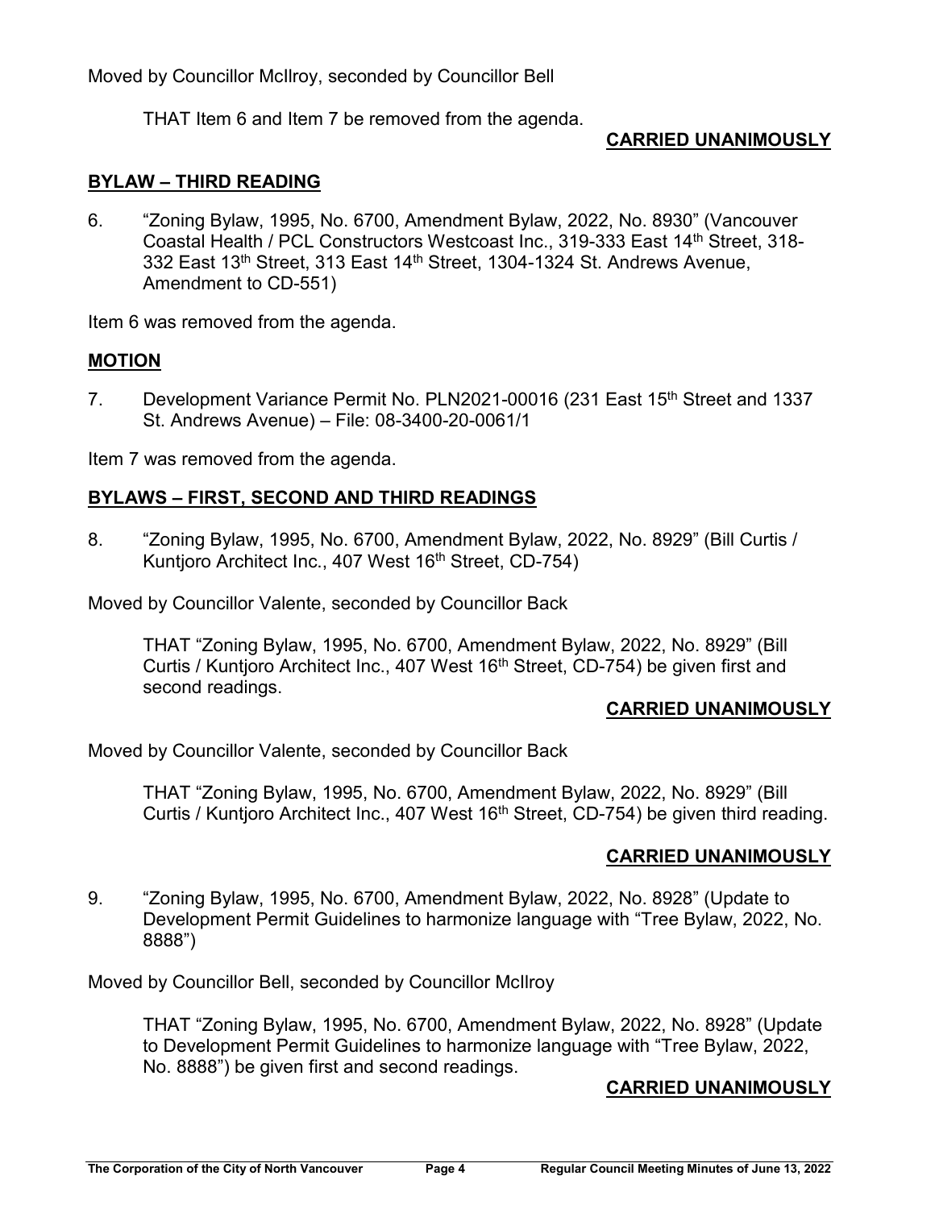Moved by Councillor McIlroy, seconded by Councillor Bell

THAT Item 6 and Item 7 be removed from the agenda.

**CARRIED UNANIMOUSLY**

## BYLAW – THIRD READING

6. "Zoning Bylaw, 1995, No. 6700, Amendment Bylaw, 2022, No. 8930" (Vancouver Coastal Health / PCL Constructors Westcoast Inc., 319-333 East 14th Street, 318-332 East 13th Street, 313 East 14th Street, 1304-1324 St. Andrews Avenue, Amendment to CD-551)

Item 6 was removed from the agenda.

## MOTION

7. Development Variance Permit No. PLN2021-00016 (231 East 15th Street and 1337 St. Andrews Avenue) – File: 08-3400-20-0061/1

Item 7 was removed from the agenda.

## BYLAWS – FIRST, SECOND AND THIRD READINGS

8. "Zoning Bylaw, 1995, No. 6700, Amendment Bylaw, 2022, No. 8929" (Bill Curtis / Kuntjoro Architect Inc., 407 West 16th Street, CD-754)

Moved by Councillor Valente, seconded by Councillor Back

THAT "Zoning Bylaw, 1995, No. 6700, Amendment Bylaw, 2022, No. 8929" (Bill Curtis / Kuntjoro Architect Inc., 407 West 16th Street, CD-754) be given first and second readings.

**CARRIED UNANIMOUSLY**

Moved by Councillor Valente, seconded by Councillor Back

THAT "Zoning Bylaw, 1995, No. 6700, Amendment Bylaw, 2022, No. 8929" (Bill Curtis / Kuntjoro Architect Inc., 407 West 16th Street, CD-754) be given third reading.

**CARRIED UNANIMOUSLY**

9. "Zoning Bylaw, 1995, No. 6700, Amendment Bylaw, 2022, No. 8928" (Update to Development Permit Guidelines to harmonize language with "Tree Bylaw, 2022, No. 8888")

Moved by Councillor Bell, seconded by Councillor McIlroy

THAT "Zoning Bylaw, 1995, No. 6700, Amendment Bylaw, 2022, No. 8928" (Update to Development Permit Guidelines to harmonize language with "Tree Bylaw, 2022, No. 8888") be given first and second readings.

**CARRIED UNANIMOUSLY**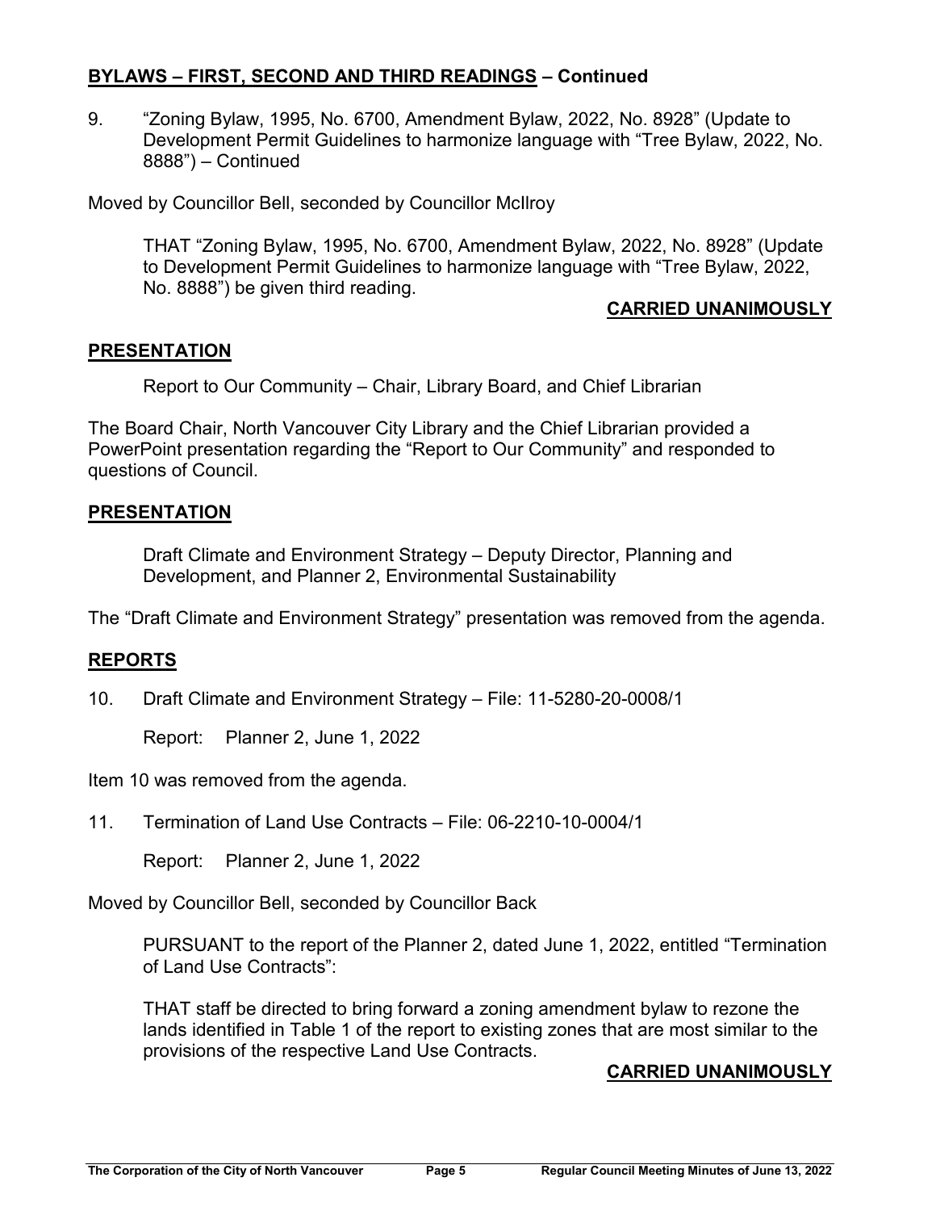## BYLAWS – FIRST, SECOND AND THIRD READINGS – Continued

9. "Zoning Bylaw, 1995, No. 6700, Amendment Bylaw, 2022, No. 8928" (Update to Development Permit Guidelines to harmonize language with "Tree Bylaw, 2022, No. 8888") – Continued

Moved by Councillor Bell, seconded by Councillor McIlroy

> THAT "Zoning Bylaw, 1995, No. 6700, Amendment Bylaw, 2022, No. 8928" (Update to Development Permit Guidelines to harmonize language with "Tree Bylaw, 2022, No. 8888") be given third reading.

**CARRIED UNANIMOUSLY**

## PRESENTATION

Report to Our Community – Chair, Library Board, and Chief Librarian

The Board Chair, North Vancouver City Library and the Chief Librarian provided a PowerPoint presentation regarding the "Report to Our Community" and responded to questions of Council.

## PRESENTATION

Draft Climate and Environment Strategy – Deputy Director, Planning and Development, and Planner 2, Environmental Sustainability

The "Draft Climate and Environment Strategy" presentation was removed from the agenda.

## REPORTS

10. Draft Climate and Environment Strategy – File: 11-5280-20-0008/1

    Report: Planner 2, June 1, 2022

Item 10 was removed from the agenda.

11. Termination of Land Use Contracts – File: 06-2210-10-0004/1

    Report: Planner 2, June 1, 2022

Moved by Councillor Bell, seconded by Councillor Back

> PURSUANT to the report of the Planner 2, dated June 1, 2022, entitled "Termination of Land Use Contracts":
>
> THAT staff be directed to bring forward a zoning amendment bylaw to rezone the lands identified in Table 1 of the report to existing zones that are most similar to the provisions of the respective Land Use Contracts.

**CARRIED UNANIMOUSLY**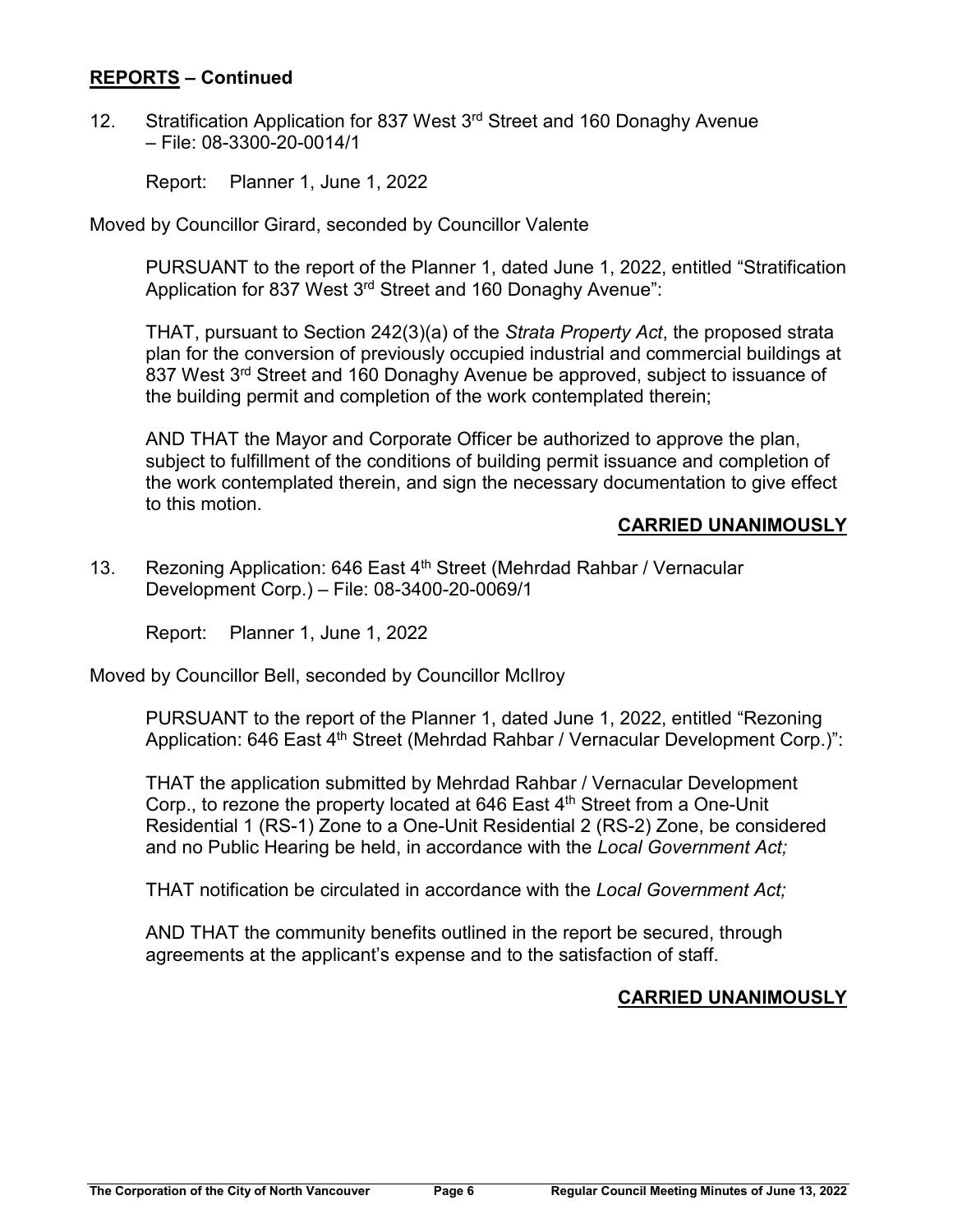## REPORTS – Continued

12. Stratification Application for 837 West 3rd Street and 160 Donaghy Avenue – File: 08-3300-20-0014/1

    Report: Planner 1, June 1, 2022

Moved by Councillor Girard, seconded by Councillor Valente

> PURSUANT to the report of the Planner 1, dated June 1, 2022, entitled "Stratification Application for 837 West 3rd Street and 160 Donaghy Avenue":
>
> THAT, pursuant to Section 242(3)(a) of the *Strata Property Act*, the proposed strata plan for the conversion of previously occupied industrial and commercial buildings at 837 West 3rd Street and 160 Donaghy Avenue be approved, subject to issuance of the building permit and completion of the work contemplated therein;
>
> AND THAT the Mayor and Corporate Officer be authorized to approve the plan, subject to fulfillment of the conditions of building permit issuance and completion of the work contemplated therein, and sign the necessary documentation to give effect to this motion.

**CARRIED UNANIMOUSLY**

13. Rezoning Application: 646 East 4th Street (Mehrdad Rahbar / Vernacular Development Corp.) – File: 08-3400-20-0069/1

    Report: Planner 1, June 1, 2022

Moved by Councillor Bell, seconded by Councillor McIlroy

> PURSUANT to the report of the Planner 1, dated June 1, 2022, entitled "Rezoning Application: 646 East 4th Street (Mehrdad Rahbar / Vernacular Development Corp.)":
>
> THAT the application submitted by Mehrdad Rahbar / Vernacular Development Corp., to rezone the property located at 646 East 4th Street from a One-Unit Residential 1 (RS-1) Zone to a One-Unit Residential 2 (RS-2) Zone, be considered and no Public Hearing be held, in accordance with the *Local Government Act;*
>
> THAT notification be circulated in accordance with the *Local Government Act;*
>
> AND THAT the community benefits outlined in the report be secured, through agreements at the applicant's expense and to the satisfaction of staff.

**CARRIED UNANIMOUSLY**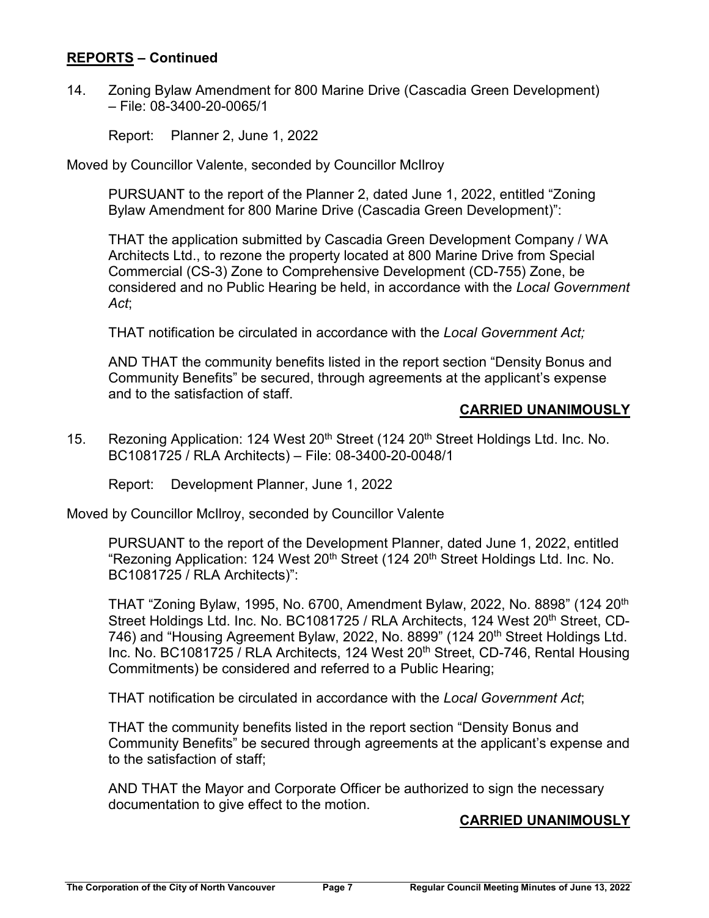## REPORTS – Continued

14. Zoning Bylaw Amendment for 800 Marine Drive (Cascadia Green Development) – File: 08-3400-20-0065/1

    Report: Planner 2, June 1, 2022

Moved by Councillor Valente, seconded by Councillor McIlroy

> PURSUANT to the report of the Planner 2, dated June 1, 2022, entitled "Zoning Bylaw Amendment for 800 Marine Drive (Cascadia Green Development)":
>
> THAT the application submitted by Cascadia Green Development Company / WA Architects Ltd., to rezone the property located at 800 Marine Drive from Special Commercial (CS-3) Zone to Comprehensive Development (CD-755) Zone, be considered and no Public Hearing be held, in accordance with the *Local Government Act*;
>
> THAT notification be circulated in accordance with the *Local Government Act;*
>
> AND THAT the community benefits listed in the report section "Density Bonus and Community Benefits" be secured, through agreements at the applicant's expense and to the satisfaction of staff.

**CARRIED UNANIMOUSLY**

15. Rezoning Application: 124 West 20th Street (124 20th Street Holdings Ltd. Inc. No. BC1081725 / RLA Architects) – File: 08-3400-20-0048/1

    Report: Development Planner, June 1, 2022

Moved by Councillor McIlroy, seconded by Councillor Valente

> PURSUANT to the report of the Development Planner, dated June 1, 2022, entitled "Rezoning Application: 124 West 20th Street (124 20th Street Holdings Ltd. Inc. No. BC1081725 / RLA Architects)":
>
> THAT "Zoning Bylaw, 1995, No. 6700, Amendment Bylaw, 2022, No. 8898" (124 20th Street Holdings Ltd. Inc. No. BC1081725 / RLA Architects, 124 West 20th Street, CD-746) and "Housing Agreement Bylaw, 2022, No. 8899" (124 20th Street Holdings Ltd. Inc. No. BC1081725 / RLA Architects, 124 West 20th Street, CD-746, Rental Housing Commitments) be considered and referred to a Public Hearing;
>
> THAT notification be circulated in accordance with the *Local Government Act*;
>
> THAT the community benefits listed in the report section "Density Bonus and Community Benefits" be secured through agreements at the applicant's expense and to the satisfaction of staff;
>
> AND THAT the Mayor and Corporate Officer be authorized to sign the necessary documentation to give effect to the motion.

**CARRIED UNANIMOUSLY**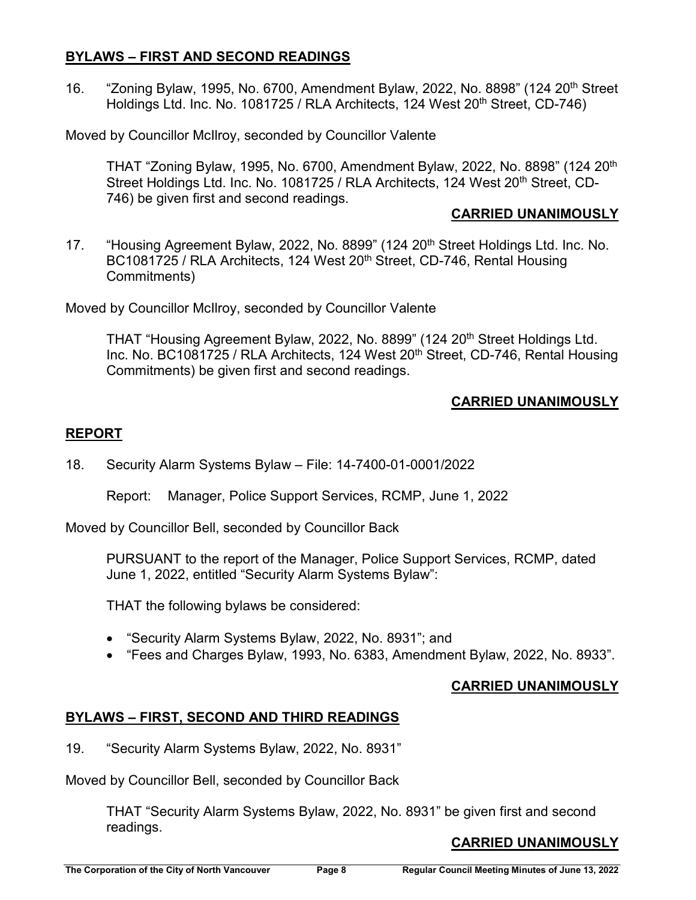## BYLAWS – FIRST AND SECOND READINGS

16. "Zoning Bylaw, 1995, No. 6700, Amendment Bylaw, 2022, No. 8898" (124 20th Street Holdings Ltd. Inc. No. 1081725 / RLA Architects, 124 West 20th Street, CD-746)

Moved by Councillor McIlroy, seconded by Councillor Valente

> THAT "Zoning Bylaw, 1995, No. 6700, Amendment Bylaw, 2022, No. 8898" (124 20th Street Holdings Ltd. Inc. No. 1081725 / RLA Architects, 124 West 20th Street, CD-746) be given first and second readings.

**CARRIED UNANIMOUSLY**

17. "Housing Agreement Bylaw, 2022, No. 8899" (124 20th Street Holdings Ltd. Inc. No. BC1081725 / RLA Architects, 124 West 20th Street, CD-746, Rental Housing Commitments)

Moved by Councillor McIlroy, seconded by Councillor Valente

> THAT "Housing Agreement Bylaw, 2022, No. 8899" (124 20th Street Holdings Ltd. Inc. No. BC1081725 / RLA Architects, 124 West 20th Street, CD-746, Rental Housing Commitments) be given first and second readings.

**CARRIED UNANIMOUSLY**

## REPORT

18. Security Alarm Systems Bylaw – File: 14-7400-01-0001/2022

    Report: Manager, Police Support Services, RCMP, June 1, 2022

Moved by Councillor Bell, seconded by Councillor Back

> PURSUANT to the report of the Manager, Police Support Services, RCMP, dated June 1, 2022, entitled "Security Alarm Systems Bylaw":
>
> THAT the following bylaws be considered:
>
> - "Security Alarm Systems Bylaw, 2022, No. 8931"; and
> - "Fees and Charges Bylaw, 1993, No. 6383, Amendment Bylaw, 2022, No. 8933".

**CARRIED UNANIMOUSLY**

## BYLAWS – FIRST, SECOND AND THIRD READINGS

19. "Security Alarm Systems Bylaw, 2022, No. 8931"

Moved by Councillor Bell, seconded by Councillor Back

> THAT "Security Alarm Systems Bylaw, 2022, No. 8931" be given first and second readings.

**CARRIED UNANIMOUSLY**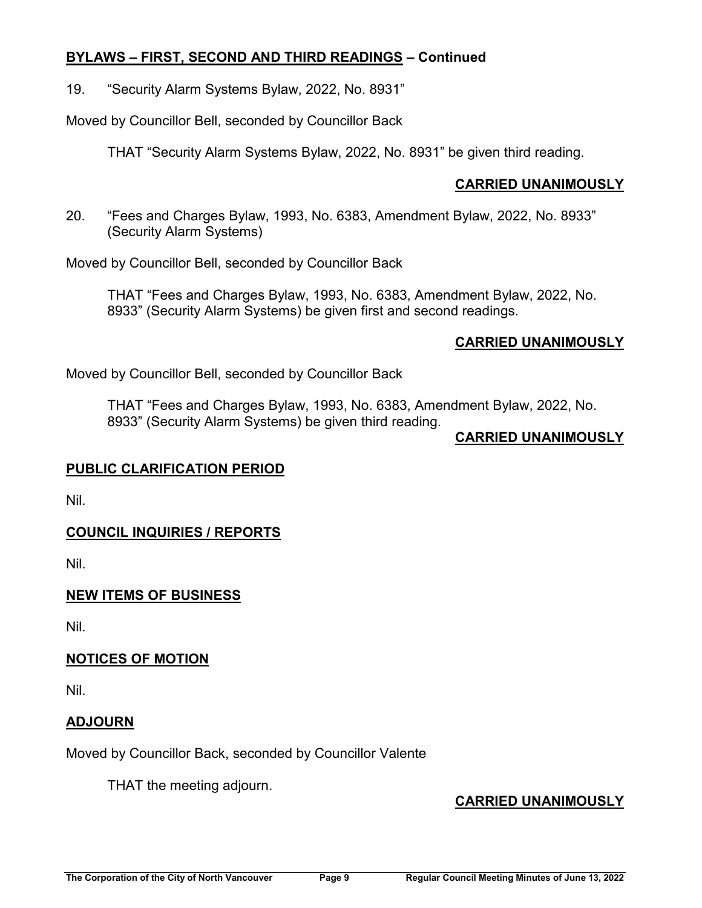## BYLAWS – FIRST, SECOND AND THIRD READINGS – Continued

19. “Security Alarm Systems Bylaw, 2022, No. 8931”

Moved by Councillor Bell, seconded by Councillor Back

> THAT “Security Alarm Systems Bylaw, 2022, No. 8931” be given third reading.

**CARRIED UNANIMOUSLY**

20. “Fees and Charges Bylaw, 1993, No. 6383, Amendment Bylaw, 2022, No. 8933” (Security Alarm Systems)

Moved by Councillor Bell, seconded by Councillor Back

> THAT “Fees and Charges Bylaw, 1993, No. 6383, Amendment Bylaw, 2022, No. 8933” (Security Alarm Systems) be given first and second readings.

**CARRIED UNANIMOUSLY**

Moved by Councillor Bell, seconded by Councillor Back

> THAT “Fees and Charges Bylaw, 1993, No. 6383, Amendment Bylaw, 2022, No. 8933” (Security Alarm Systems) be given third reading.

**CARRIED UNANIMOUSLY**

## PUBLIC CLARIFICATION PERIOD

Nil.

## COUNCIL INQUIRIES / REPORTS

Nil.

## NEW ITEMS OF BUSINESS

Nil.

## NOTICES OF MOTION

Nil.

## ADJOURN

Moved by Councillor Back, seconded by Councillor Valente

> THAT the meeting adjourn.

**CARRIED UNANIMOUSLY**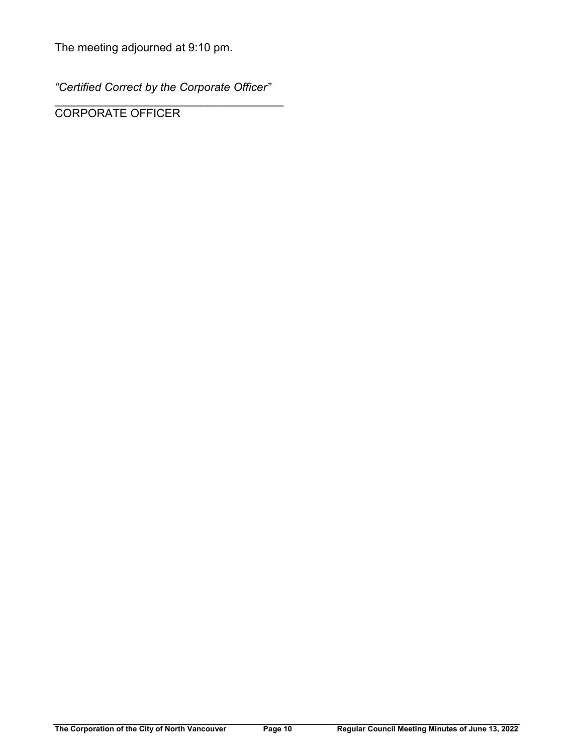The meeting adjourned at 9:10 pm.

*"Certified Correct by the Corporate Officer"*

_____________________________________

CORPORATE OFFICER